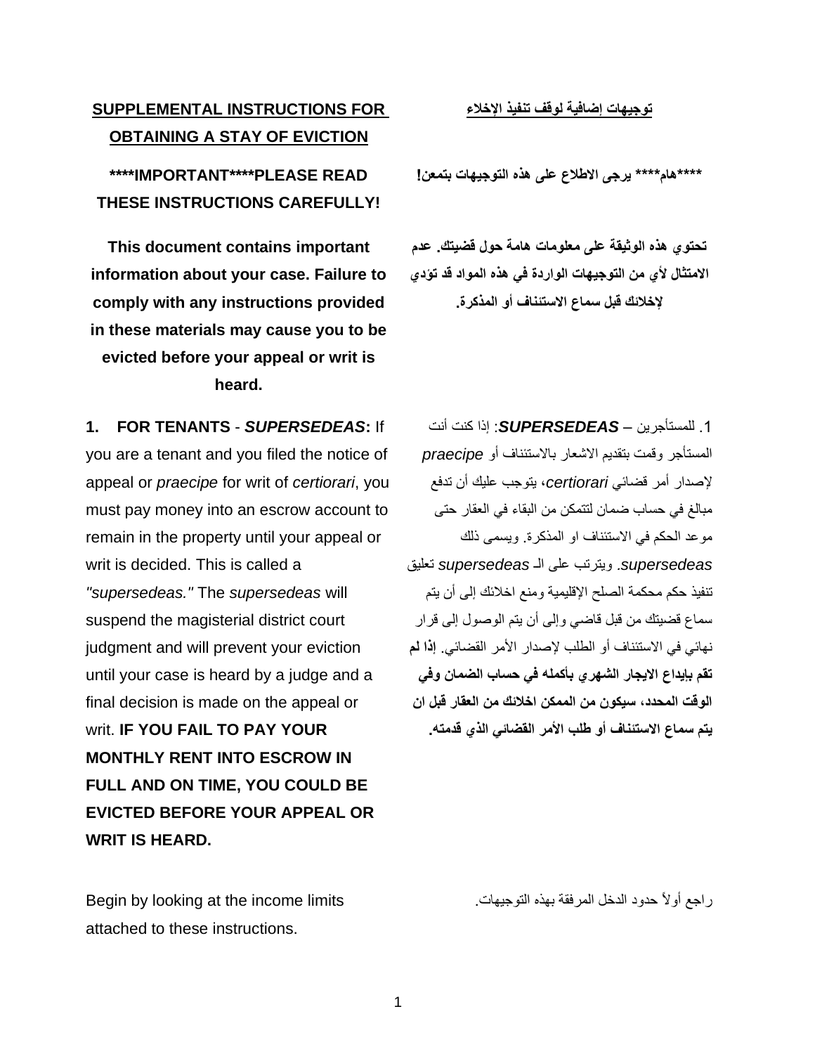## SUPPLEMENTAL INSTRUCTIONS FOR OBTAINING A STAY OF EVICTION

## توجيهات إضافية لوقف تنفيذ الإخلاء

**\*\*\*\*IMPORTANT\*\*\*\*PLEASE READ THESE INSTRUCTIONS CAREFULLY!**

**\*\*\*\*هام\*\*\*\* يرجى الاطلاع على هذه التوجيهات بتمعن!**

**This document contains important information about your case. Failure to comply with any instructions provided in these materials may cause you to be evicted before your appeal or writ is heard.**

**تحتوي هذه الوثيقة على معلومات هامة حول قضيتك. عدم الامتثال لأي من التوجيهات الواردة في هذه المواد قد تؤدي لإخلائك قبل سماع الاستئناف أو المذكرة.**

**1. FOR TENANTS** - ***SUPERSEDEAS*:** If you are a tenant and you filed the notice of appeal or *praecipe* for writ of *certiorari*, you must pay money into an escrow account to remain in the property until your appeal or writ is decided. This is called a *"supersedeas."* The *supersedeas* will suspend the magisterial district court judgment and will prevent your eviction until your case is heard by a judge and a final decision is made on the appeal or writ. **IF YOU FAIL TO PAY YOUR MONTHLY RENT INTO ESCROW IN FULL AND ON TIME, YOU COULD BE EVICTED BEFORE YOUR APPEAL OR WRIT IS HEARD.**

1. للمستأجرين – ***SUPERSEDEAS***: إذا كنت أنت المستأجر وقمت بتقديم الاشعار بالاستئناف أو *praecipe* لإصدار أمر قضائي *certiorari*، يتوجب عليك أن تدفع مبالغ في حساب ضمان لتتمكن من البقاء في العقار حتى موعد الحكم في الاستئناف او المذكرة. ويسمى ذلك *supersedeas*. ويترتب على الـ *supersedeas* تعليق تنفيذ حكم محكمة الصلح الإقليمية ومنع اخلائك إلى أن يتم سماع قضيتك من قبل قاضي وإلى أن يتم الوصول إلى قرار نهائي في الاستئناف أو الطلب لإصدار الأمر القضائي. **إذا لم تقم بإيداع الايجار الشهري بأكمله في حساب الضمان وفي الوقت المحدد، سيكون من الممكن اخلائك من العقار قبل ان يتم سماع الاستئناف أو طلب الأمر القضائي الذي قدمته.**

Begin by looking at the income limits attached to these instructions.

راجع أولاً حدود الدخل المرفقة بهذه التوجيهات.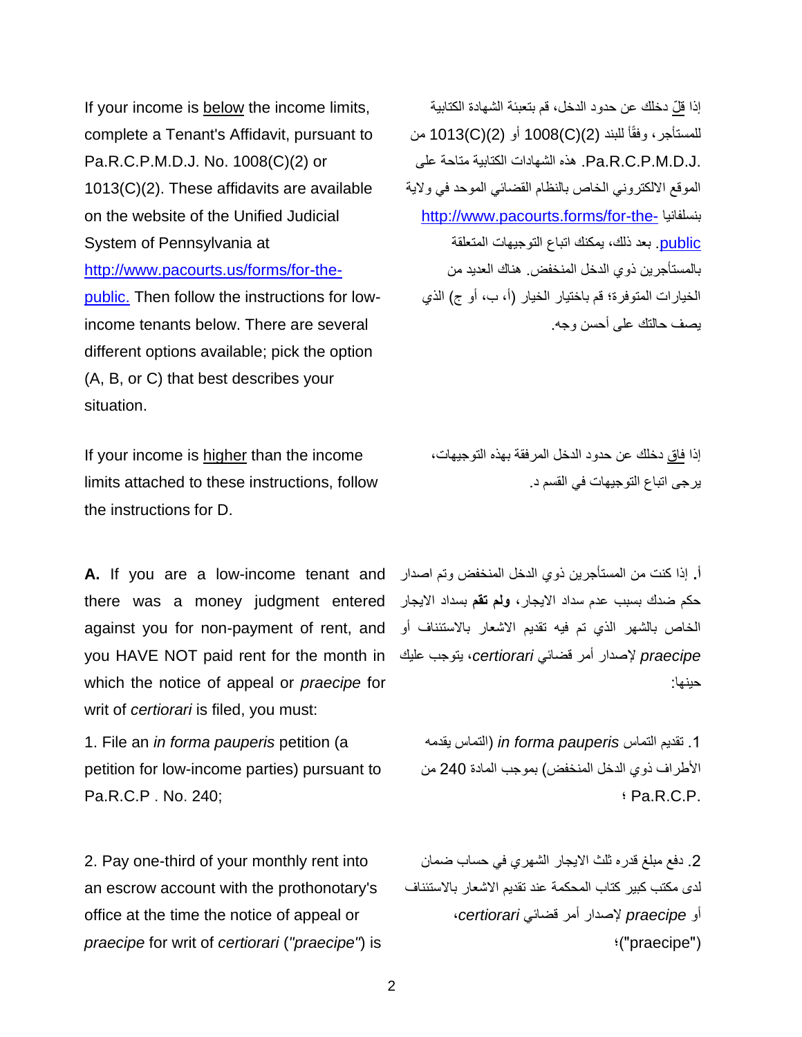If your income is <u>below</u> the income limits, complete a Tenant's Affidavit, pursuant to Pa.R.C.P.M.D.J. No. 1008(C)(2) or 1013(C)(2). These affidavits are available on the website of the Unified Judicial System of Pennsylvania at [http://www.pacourts.us/forms/for-the-public.](http://www.pacourts.us/forms/for-the-public) Then follow the instructions for low-income tenants below. There are several different options available; pick the option (A, B, or C) that best describes your situation.

إذا <u>قلّ</u> دخلك عن حدود الدخل، قم بتعبئة الشهادة الكتابية للمستأجر، وفقاً للبند 1008(C)(2) أو 1013(C)(2) من Pa.R.C.P.M.D.J. هذه الشهادات الكتابية متاحة على الموقع الالكتروني الخاص بالنظام القضائي الموحد في ولاية بنسلفانيا [http://www.pacourts.forms/for-the-public](http://www.pacourts.forms/for-the-public). بعد ذلك، يمكنك اتباع التوجيهات المتعلقة بالمستأجرين ذوي الدخل المنخفض. هناك العديد من الخيارات المتوفرة؛ قم باختيار الخيار (أ، ب، أو ج) الذي يصف حالتك على أحسن وجه.

If your income is <u>higher</u> than the income limits attached to these instructions, follow the instructions for D.

إذا <u>فاق</u> دخلك عن حدود الدخل المرفقة بهذه التوجيهات، يرجى اتباع التوجيهات في القسم د.

**A.** If you are a low-income tenant and there was a money judgment entered against you for non-payment of rent, and you HAVE NOT paid rent for the month in which the notice of appeal or *praecipe* for writ of *certiorari* is filed, you must:

أ. إذا كنت من المستأجرين ذوي الدخل المنخفض وتم اصدار حكم ضدك بسبب عدم سداد الايجار، **ولم تقم** بسداد الايجار الخاص بالشهر الذي تم فيه تقديم الاشعار بالاستئناف أو *praecipe* لإصدار أمر قضائي *certiorari*، يتوجب عليك حينها:

1. File an *in forma pauperis* petition (a petition for low-income parties) pursuant to Pa.R.C.P . No. 240;

1. تقديم التماس *in forma pauperis* (التماس يقدمه الأطراف ذوي الدخل المنخفض) بموجب المادة 240 من Pa.R.C.P. ؛

2. Pay one-third of your monthly rent into an escrow account with the prothonotary's office at the time the notice of appeal or *praecipe* for writ of *certiorari* (*"praecipe"*) is

2. دفع مبلغ قدره ثلث الايجار الشهري في حساب ضمان لدى مكتب كبير كتاب المحكمة عند تقديم الاشعار بالاستئناف أو *praecipe* لإصدار أمر قضائي *certiorari*، ("praecipe")؛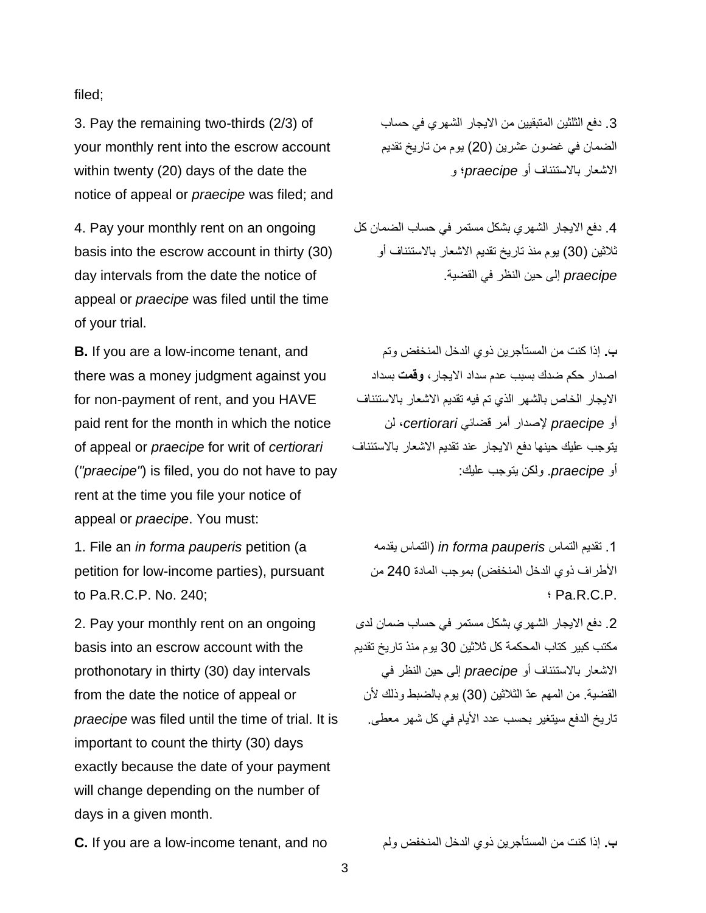filed;

3. Pay the remaining two-thirds (2/3) of your monthly rent into the escrow account within twenty (20) days of the date the notice of appeal or *praecipe* was filed; and

4. Pay your monthly rent on an ongoing basis into the escrow account in thirty (30) day intervals from the date the notice of appeal or *praecipe* was filed until the time of your trial.

**B.** If you are a low-income tenant, and there was a money judgment against you for non-payment of rent, and you HAVE paid rent for the month in which the notice of appeal or *praecipe* for writ of *certiorari* (*"praecipe"*) is filed, you do not have to pay rent at the time you file your notice of appeal or *praecipe*. You must:

1. File an *in forma pauperis* petition (a petition for low-income parties), pursuant to Pa.R.C.P. No. 240;

2. Pay your monthly rent on an ongoing basis into an escrow account with the prothonotary in thirty (30) day intervals from the date the notice of appeal or *praecipe* was filed until the time of trial. It is important to count the thirty (30) days exactly because the date of your payment will change depending on the number of days in a given month.

**C.** If you are a low-income tenant, and no

3. دفع الثلثين المتبقيين من الايجار الشهري في حساب الضمان في غضون عشرين (20) يوم من تاريخ تقديم الاشعار بالاستئناف أو *praecipe*؛ و

4. دفع الايجار الشهري بشكل مستمر في حساب الضمان كل ثلاثين (30) يوم منذ تاريخ تقديم الاشعار بالاستئناف أو *praecipe* إلى حين النظر في القضية.

**ب.** إذا كنت من المستأجرين ذوي الدخل المنخفض وتم اصدار حكم ضدك بسبب عدم سداد الايجار، **وقمت** بسداد الايجار الخاص بالشهر الذي تم فيه تقديم الاشعار بالاستئناف أو *praecipe* لإصدار أمر قضائي *certiorari*، لن يتوجب عليك حينها دفع الايجار عند تقديم الاشعار بالاستئناف أو *praecipe*. ولكن يتوجب عليك:

1. تقديم التماس *in forma pauperis* (التماس يقدمه الأطراف ذوي الدخل المنخفض) بموجب المادة 240 من Pa.R.C.P. ؛

2. دفع الايجار الشهري بشكل مستمر في حساب ضمان لدى مكتب كبير كتاب المحكمة كل ثلاثين 30 يوم منذ تاريخ تقديم الاشعار بالاستئناف أو *praecipe* إلى حين النظر في القضية. من المهم عدّ الثلاثين (30) يوم بالضبط وذلك لأن تاريخ الدفع سيتغير بحسب عدد الأيام في كل شهر معطى.

**ب.** إذا كنت من المستأجرين ذوي الدخل المنخفض ولم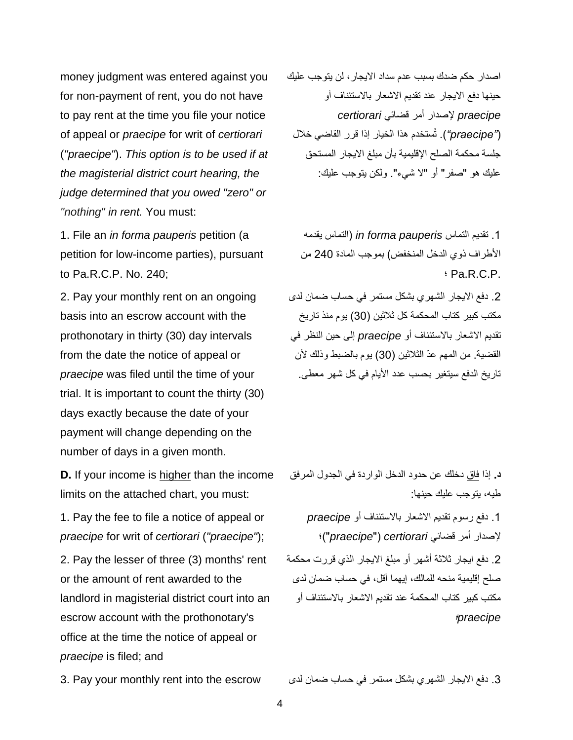money judgment was entered against you for non-payment of rent, you do not have to pay rent at the time you file your notice of appeal or *praecipe* for writ of *certiorari* (*"praecipe"*). *This option is to be used if at the magisterial district court hearing, the judge determined that you owed "zero" or "nothing" in rent.* You must:

اصدار حكم ضدك بسبب عدم سداد الايجار، لن يتوجب عليك حينها دفع الايجار عند تقديم الاشعار بالاستئناف أو *praecipe* لإصدار أمر قضائي *certiorari* (*"praecipe"*). تُستخدم هذا الخيار إذا قرر القاضي خلال جلسة محكمة الصلح الإقليمية بأن مبلغ الايجار المستحق عليك هو "صفر" أو "لا شيء". ولكن يتوجب عليك:

1. File an *in forma pauperis* petition (a petition for low-income parties), pursuant to Pa.R.C.P. No. 240;

1. تقديم التماس *in forma pauperis* (التماس يقدمه الأطراف ذوي الدخل المنخفض) بموجب المادة 240 من Pa.R.C.P. ؛

2. Pay your monthly rent on an ongoing basis into an escrow account with the prothonotary in thirty (30) day intervals from the date the notice of appeal or *praecipe* was filed until the time of your trial. It is important to count the thirty (30) days exactly because the date of your payment will change depending on the number of days in a given month.

2. دفع الايجار الشهري بشكل مستمر في حساب ضمان لدى مكتب كبير كتاب المحكمة كل ثلاثين (30) يوم منذ تاريخ تقديم الاشعار بالاستئناف أو *praecipe* إلى حين النظر في القضية. من المهم عدّ الثلاثين (30) يوم بالضبط وذلك لأن تاريخ الدفع سيتغير بحسب عدد الأيام في كل شهر معطى.

**D.** If your income is <u>higher</u> than the income limits on the attached chart, you must:

**د.** إذا <u>فاق</u> دخلك عن حدود الدخل الواردة في الجدول المرفق طيه، يتوجب عليك حينها:

1. Pay the fee to file a notice of appeal or *praecipe* for writ of *certiorari* (*"praecipe"*);

1. دفع رسوم تقديم الاشعار بالاستئناف أو *praecipe* لإصدار أمر قضائي *certiorari* ("*praecipe*")؛

2. Pay the lesser of three (3) months' rent or the amount of rent awarded to the landlord in magisterial district court into an escrow account with the prothonotary's office at the time the notice of appeal or *praecipe* is filed; and

2. دفع ايجار ثلاثة أشهر أو مبلغ الايجار الذي قررت محكمة صلح إقليمية منحه للمالك، إيهما أقل، في حساب ضمان لدى مكتب كبير كتاب المحكمة عند تقديم الاشعار بالاستئناف أو *praecipe*؛

3. Pay your monthly rent into the escrow

3. دفع الايجار الشهري بشكل مستمر في حساب ضمان لدى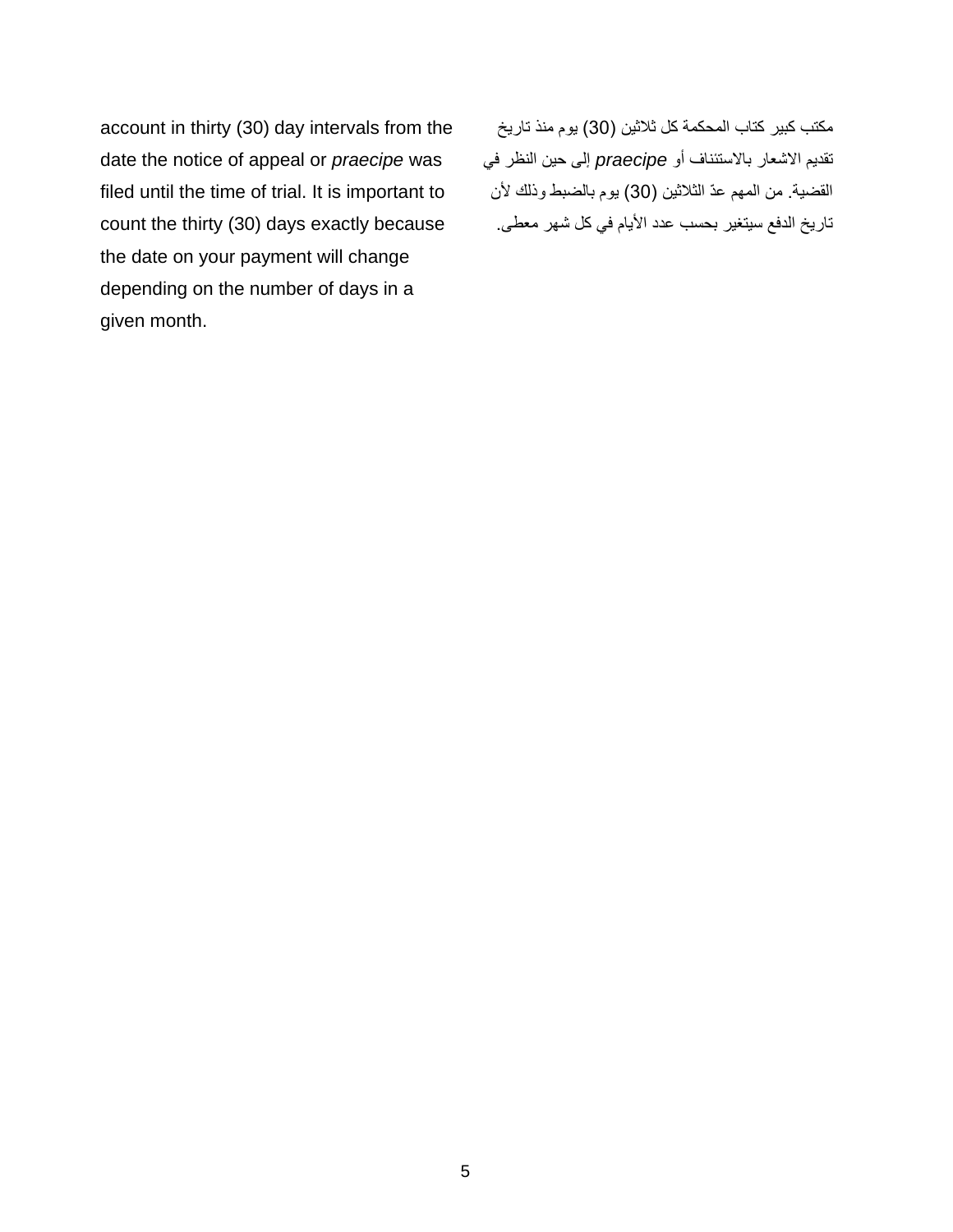account in thirty (30) day intervals from the date the notice of appeal or *praecipe* was filed until the time of trial. It is important to count the thirty (30) days exactly because the date on your payment will change depending on the number of days in a given month.

مكتب كبير كتاب المحكمة كل ثلاثين (30) يوم منذ تاريخ تقديم الاشعار بالاستئناف أو *praecipe* إلى حين النظر في القضية. من المهم عدّ الثلاثين (30) يوم بالضبط وذلك لأن تاريخ الدفع سيتغير بحسب عدد الأيام في كل شهر معطى.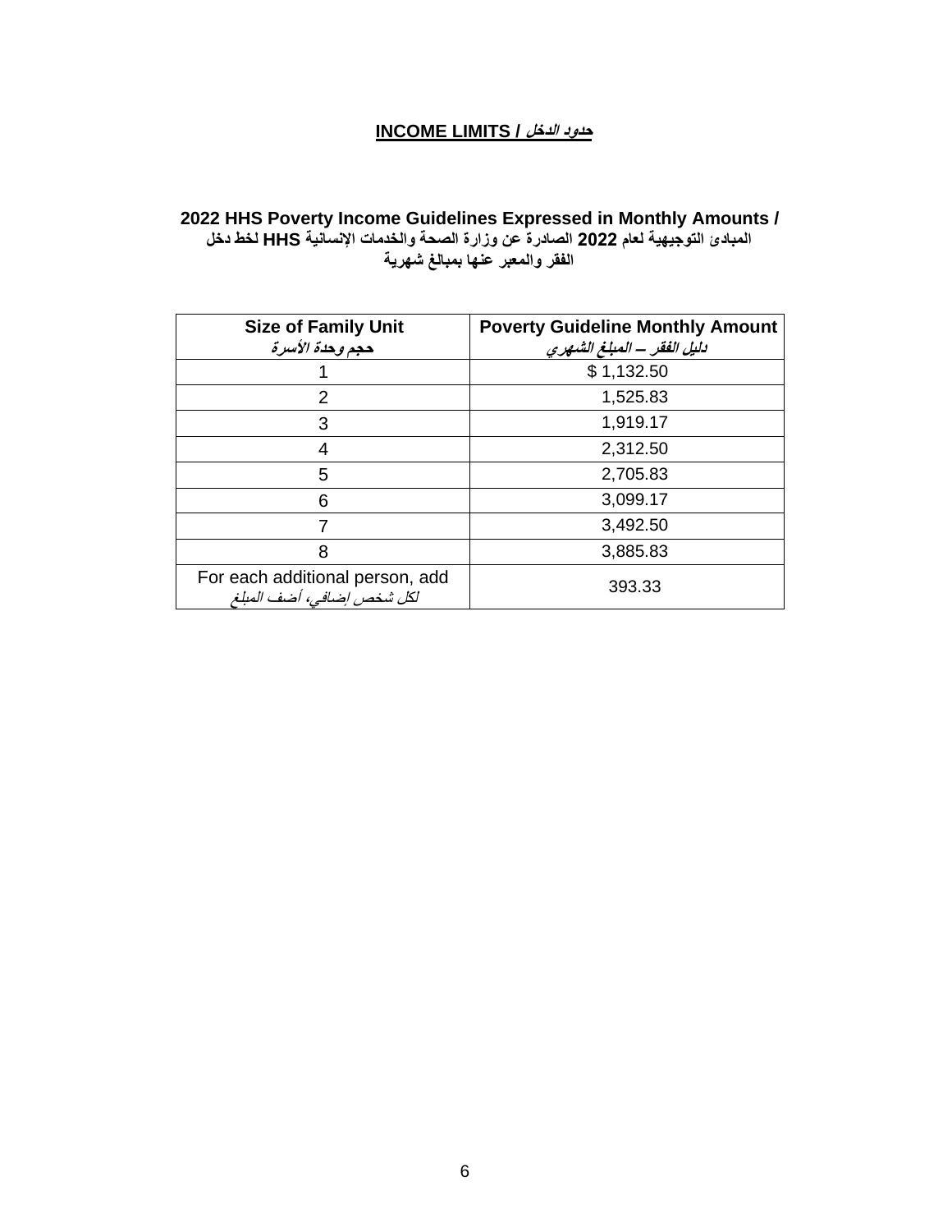## **INCOME LIMITS / *حدود الدخل***

### 2022 HHS Poverty Income Guidelines Expressed in Monthly Amounts / المبادئ التوجيهية لعام 2022 الصادرة عن وزارة الصحة والخدمات الإنسانية HHS لخط دخل الفقر والمعبر عنها بمبالغ شهرية

| **Size of Family Unit** ***حجم وحدة الأسرة*** | **Poverty Guideline Monthly Amount** ***دليل الفقر – المبلغ الشهري*** |
|---|---|
| 1 | $ 1,132.50 |
| 2 | 1,525.83 |
| 3 | 1,919.17 |
| 4 | 2,312.50 |
| 5 | 2,705.83 |
| 6 | 3,099.17 |
| 7 | 3,492.50 |
| 8 | 3,885.83 |
| For each additional person, add *لكل شخص إضافي، أضف المبلغ* | 393.33 |